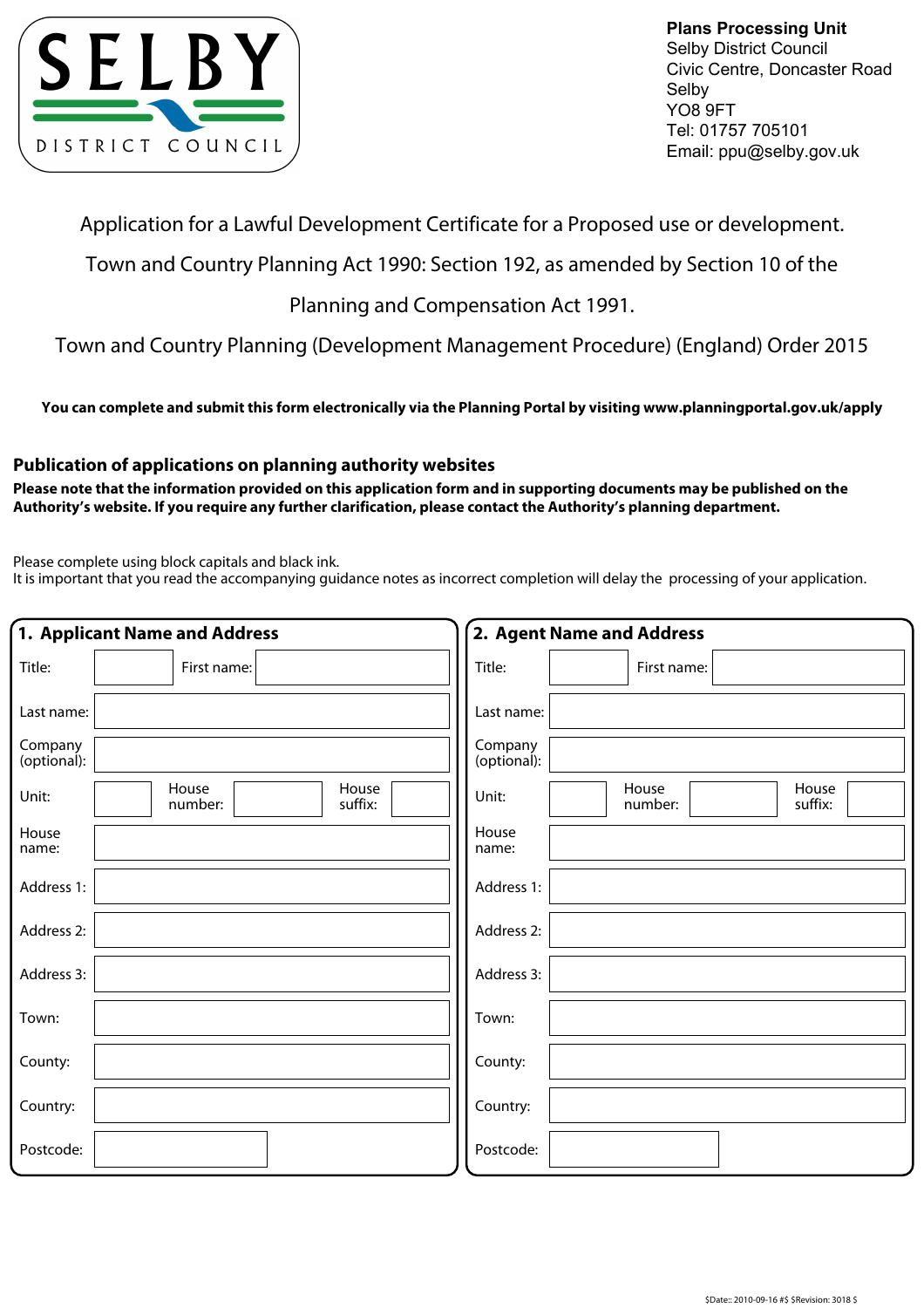SELBY DISTRICT COUNCIL

**Plans Processing Unit**
Selby District Council
Civic Centre, Doncaster Road
Selby
YO8 9FT
Tel: 01757 705101
Email: ppu@selby.gov.uk

Application for a Lawful Development Certificate for a Proposed use or development.

Town and Country Planning Act 1990: Section 192, as amended by Section 10 of the Planning and Compensation Act 1991.

Town and Country Planning (Development Management Procedure) (England) Order 2015

**You can complete and submit this form electronically via the Planning Portal by visiting www.planningportal.gov.uk/apply**

## Publication of applications on planning authority websites

**Please note that the information provided on this application form and in supporting documents may be published on the Authority's website. If you require any further clarification, please contact the Authority's planning department.**

Please complete using block capitals and black ink.
It is important that you read the accompanying guidance notes as incorrect completion will delay the processing of your application.

## 1. Applicant Name and Address

| Field | | | | | |
|---|---|---|---|---|---|
| Title: | | First name: | | | |
| Last name: | | | | | |
| Company (optional): | | | | | |
| Unit: | | House number: | | House suffix: | |
| House name: | | | | | |
| Address 1: | | | | | |
| Address 2: | | | | | |
| Address 3: | | | | | |
| Town: | | | | | |
| County: | | | | | |
| Country: | | | | | |
| Postcode: | | | | | |

## 2. Agent Name and Address

| Field | | | | | |
|---|---|---|---|---|---|
| Title: | | First name: | | | |
| Last name: | | | | | |
| Company (optional): | | | | | |
| Unit: | | House number: | | House suffix: | |
| House name: | | | | | |
| Address 1: | | | | | |
| Address 2: | | | | | |
| Address 3: | | | | | |
| Town: | | | | | |
| County: | | | | | |
| Country: | | | | | |
| Postcode: | | | | | |

$Date:: 2010-09-16 #$ $Revision: 3018 $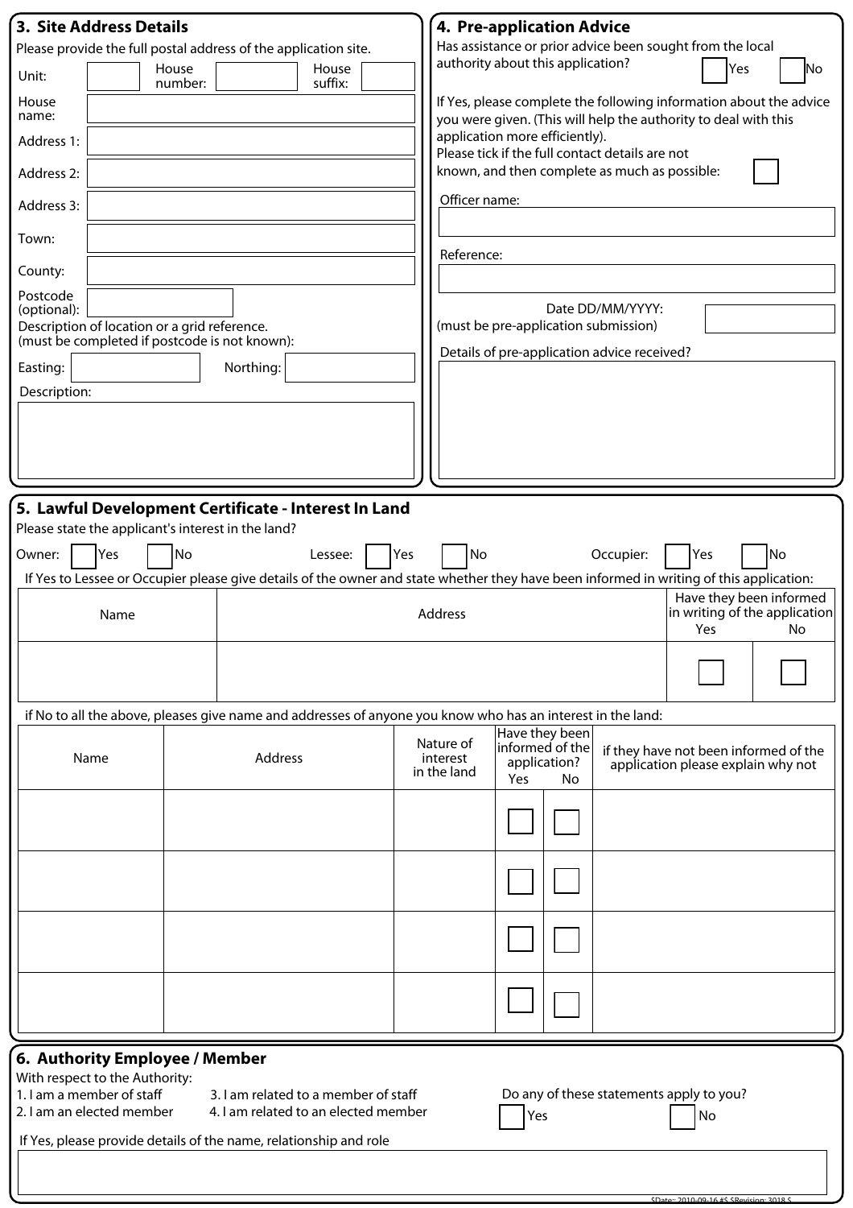## 3. Site Address Details

Please provide the full postal address of the application site.

Unit: | House number: | House suffix:

House name:

Address 1:

Address 2:

Address 3:

Town:

County:

Postcode (optional):

Description of location or a grid reference.
(must be completed if postcode is not known):

Easting: | Northing:

Description:

## 4. Pre-application Advice

Has assistance or prior advice been sought from the local authority about this application? Yes / No

If Yes, please complete the following information about the advice you were given. (This will help the authority to deal with this application more efficiently).

Please tick if the full contact details are not known, and then complete as much as possible:

Officer name:

Reference:

Date DD/MM/YYYY:
(must be pre-application submission)

Details of pre-application advice received?

## 5. Lawful Development Certificate - Interest In Land

Please state the applicant's interest in the land?

Owner: Yes / No    Lessee: Yes / No    Occupier: Yes / No

If Yes to Lessee or Occupier please give details of the owner and state whether they have been informed in writing of this application:

| Name | Address | Have they been informed in writing of the application | |
|---|---|---|---|
| | | Yes | No |
| | | | |

if No to all the above, pleases give name and addresses of anyone you know who has an interest in the land:

| Name | Address | Nature of interest in the land | Have they been informed of the application? | | if they have not been informed of the application please explain why not |
|---|---|---|---|---|---|
| | | | Yes | No | |
| | | | | | |
| | | | | | |
| | | | | | |
| | | | | | |

## 6. Authority Employee / Member

With respect to the Authority:

1. I am a member of staff
2. I am an elected member
3. I am related to a member of staff
4. I am related to an elected member

Do any of these statements apply to you? Yes / No

If Yes, please provide details of the name, relationship and role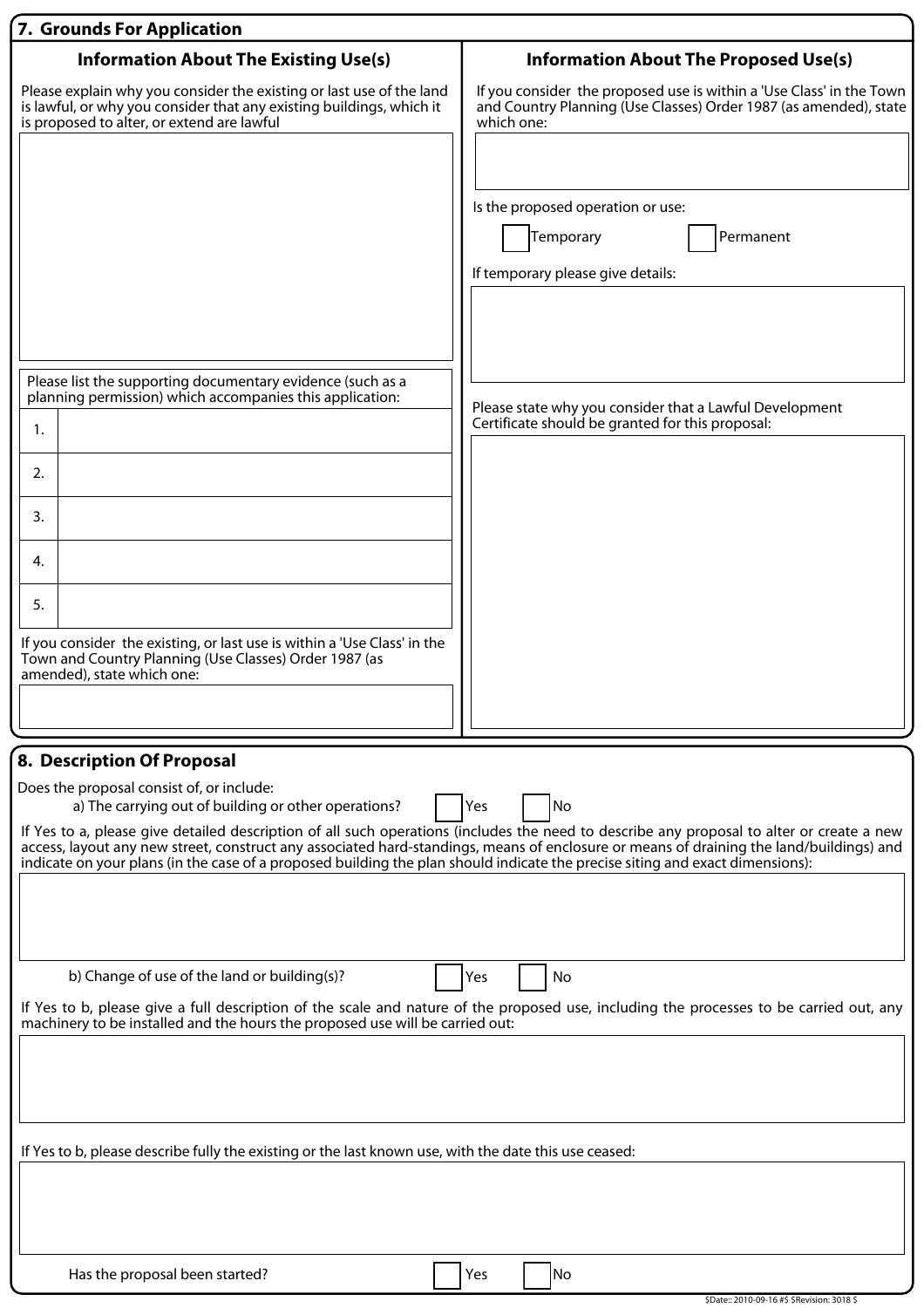## 7. Grounds For Application

### Information About The Existing Use(s)

Please explain why you consider the existing or last use of the land is lawful, or why you consider that any existing buildings, which it is proposed to alter, or extend are lawful

Please list the supporting documentary evidence (such as a planning permission) which accompanies this application:

| | |
|---|---|
| 1. | |
| 2. | |
| 3. | |
| 4. | |
| 5. | |

If you consider the existing, or last use is within a 'Use Class' in the Town and Country Planning (Use Classes) Order 1987 (as amended), state which one:

### Information About The Proposed Use(s)

If you consider the proposed use is within a 'Use Class' in the Town and Country Planning (Use Classes) Order 1987 (as amended), state which one:

Is the proposed operation or use:

☐ Temporary ☐ Permanent

If temporary please give details:

Please state why you consider that a Lawful Development Certificate should be granted for this proposal:

## 8. Description Of Proposal

Does the proposal consist of, or include:

a) The carrying out of building or other operations? ☐ Yes ☐ No

If Yes to a, please give detailed description of all such operations (includes the need to describe any proposal to alter or create a new access, layout any new street, construct any associated hard-standings, means of enclosure or means of draining the land/buildings) and indicate on your plans (in the case of a proposed building the plan should indicate the precise siting and exact dimensions):

b) Change of use of the land or building(s)? ☐ Yes ☐ No

If Yes to b, please give a full description of the scale and nature of the proposed use, including the processes to be carried out, any machinery to be installed and the hours the proposed use will be carried out:

If Yes to b, please describe fully the existing or the last known use, with the date this use ceased:

Has the proposal been started? ☐ Yes ☐ No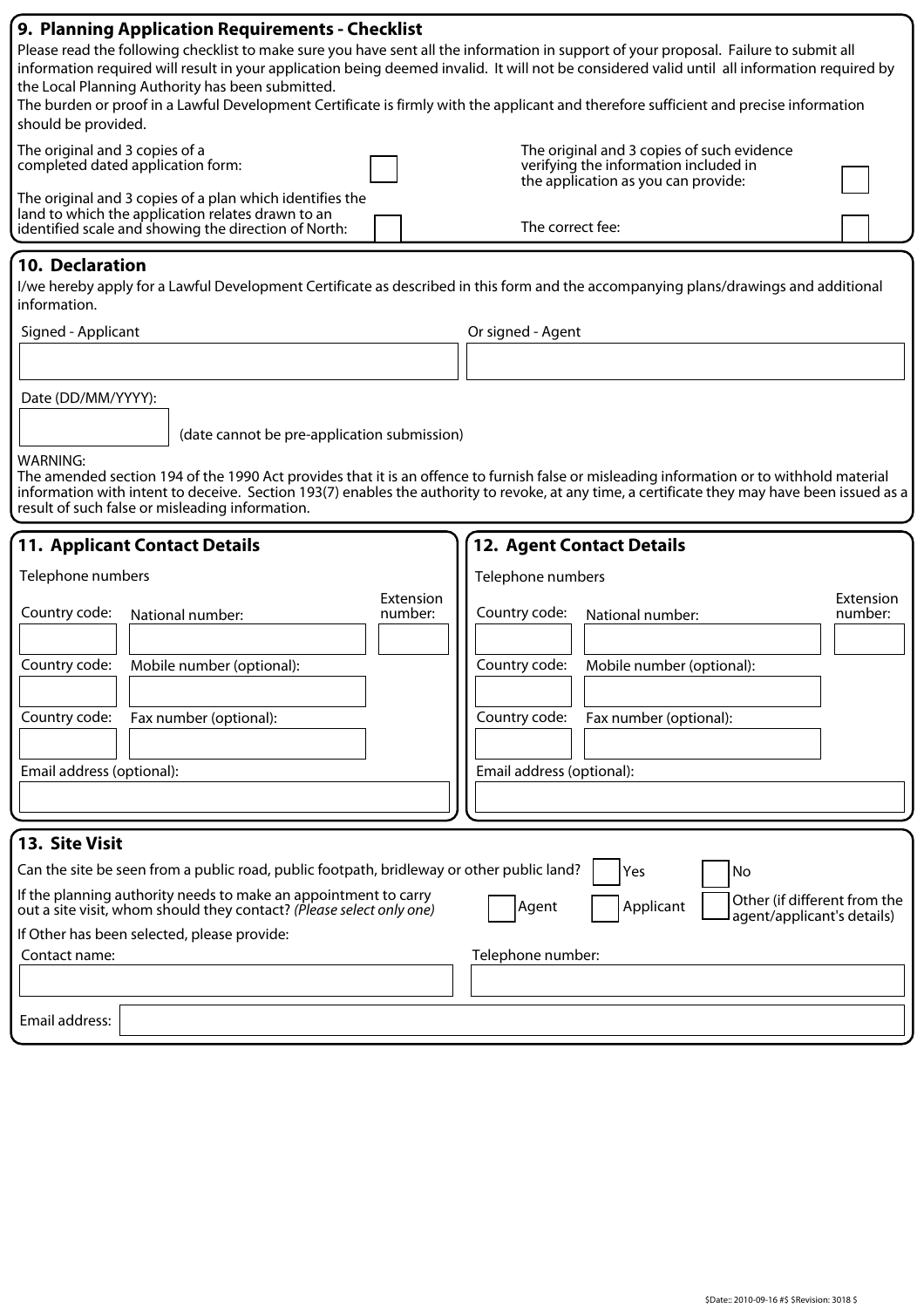## 9. Planning Application Requirements - Checklist

Please read the following checklist to make sure you have sent all the information in support of your proposal. Failure to submit all information required will result in your application being deemed invalid. It will not be considered valid until all information required by the Local Planning Authority has been submitted.

The burden or proof in a Lawful Development Certificate is firmly with the applicant and therefore sufficient and precise information should be provided.

- The original and 3 copies of a completed dated application form: ☐
- The original and 3 copies of a plan which identifies the land to which the application relates drawn to an identified scale and showing the direction of North: ☐
- The original and 3 copies of such evidence verifying the information included in the application as you can provide: ☐
- The correct fee: ☐

## 10. Declaration

I/we hereby apply for a Lawful Development Certificate as described in this form and the accompanying plans/drawings and additional information.

| Signed - Applicant | Or signed - Agent |
|---|---|
| | |

Date (DD/MM/YYYY): (date cannot be pre-application submission)

WARNING:
The amended section 194 of the 1990 Act provides that it is an offence to furnish false or misleading information or to withhold material information with intent to deceive. Section 193(7) enables the authority to revoke, at any time, a certificate they may have been issued as a result of such false or misleading information.

## 11. Applicant Contact Details

Telephone numbers

| Country code: | National number: | Extension number: |
|---|---|---|
| | | |

| Country code: | Mobile number (optional): |
|---|---|
| | |

| Country code: | Fax number (optional): |
|---|---|
| | |

Email address (optional):

## 12. Agent Contact Details

Telephone numbers

| Country code: | National number: | Extension number: |
|---|---|---|
| | | |

| Country code: | Mobile number (optional): |
|---|---|
| | |

| Country code: | Fax number (optional): |
|---|---|
| | |

Email address (optional):

## 13. Site Visit

Can the site be seen from a public road, public footpath, bridleway or other public land? ☐ Yes ☐ No

If the planning authority needs to make an appointment to carry out a site visit, whom should they contact? *(Please select only one)* ☐ Agent ☐ Applicant ☐ Other (if different from the agent/applicant's details)

If Other has been selected, please provide:

| Contact name: | Telephone number: |
|---|---|
| | |

Email address:

$Date:: 2010-09-16 #$ $Revision: 3018 $